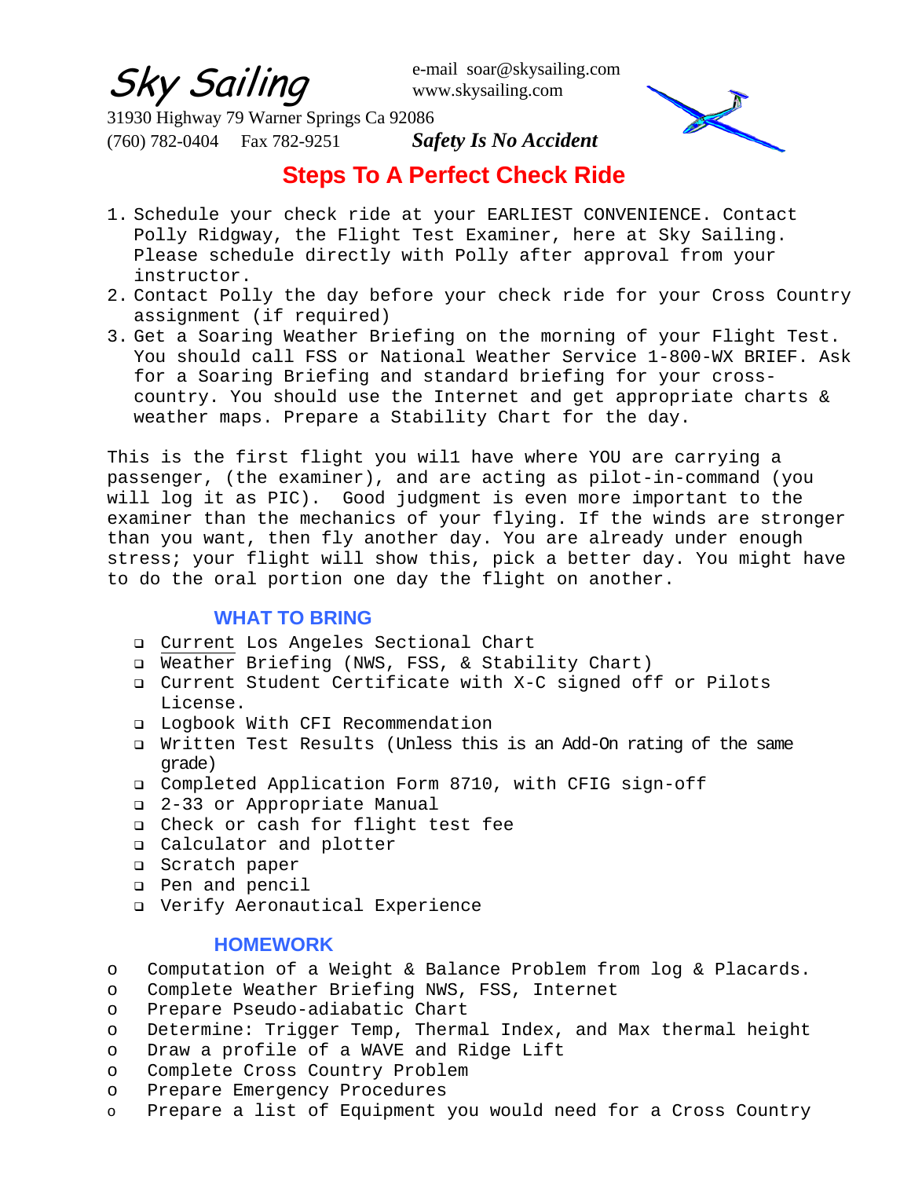# Sky Sailing

e-mail soar@skysailing.com
www.skysailing.com

31930 Highway 79 Warner Springs Ca 92086
(760) 782-0404 Fax 782-9251

***Safety Is No Accident***

## Steps To A Perfect Check Ride

1. Schedule your check ride at your EARLIEST CONVENIENCE. Contact Polly Ridgway, the Flight Test Examiner, here at Sky Sailing. Please schedule directly with Polly after approval from your instructor.
2. Contact Polly the day before your check ride for your Cross Country assignment (if required)
3. Get a Soaring Weather Briefing on the morning of your Flight Test. You should call FSS or National Weather Service 1-800-WX BRIEF. Ask for a Soaring Briefing and standard briefing for your cross-country. You should use the Internet and get appropriate charts & weather maps. Prepare a Stability Chart for the day.

This is the first flight you wil1 have where YOU are carrying a passenger, (the examiner), and are acting as pilot-in-command (you will log it as PIC). Good judgment is even more important to the examiner than the mechanics of your flying. If the winds are stronger than you want, then fly another day. You are already under enough stress; your flight will show this, pick a better day. You might have to do the oral portion one day the flight on another.

### WHAT TO BRING

- <u>Current</u> Los Angeles Sectional Chart
- Weather Briefing (NWS, FSS, & Stability Chart)
- Current Student Certificate with X-C signed off or Pilots License.
- Logbook With CFI Recommendation
- Written Test Results (Unless this is an Add-On rating of the same grade)
- Completed Application Form 8710, with CFIG sign-off
- 2-33 or Appropriate Manual
- Check or cash for flight test fee
- Calculator and plotter
- Scratch paper
- Pen and pencil
- Verify Aeronautical Experience

### HOMEWORK

- Computation of a Weight & Balance Problem from log & Placards.
- Complete Weather Briefing NWS, FSS, Internet
- Prepare Pseudo-adiabatic Chart
- Determine: Trigger Temp, Thermal Index, and Max thermal height
- Draw a profile of a WAVE and Ridge Lift
- Complete Cross Country Problem
- Prepare Emergency Procedures
- Prepare a list of Equipment you would need for a Cross Country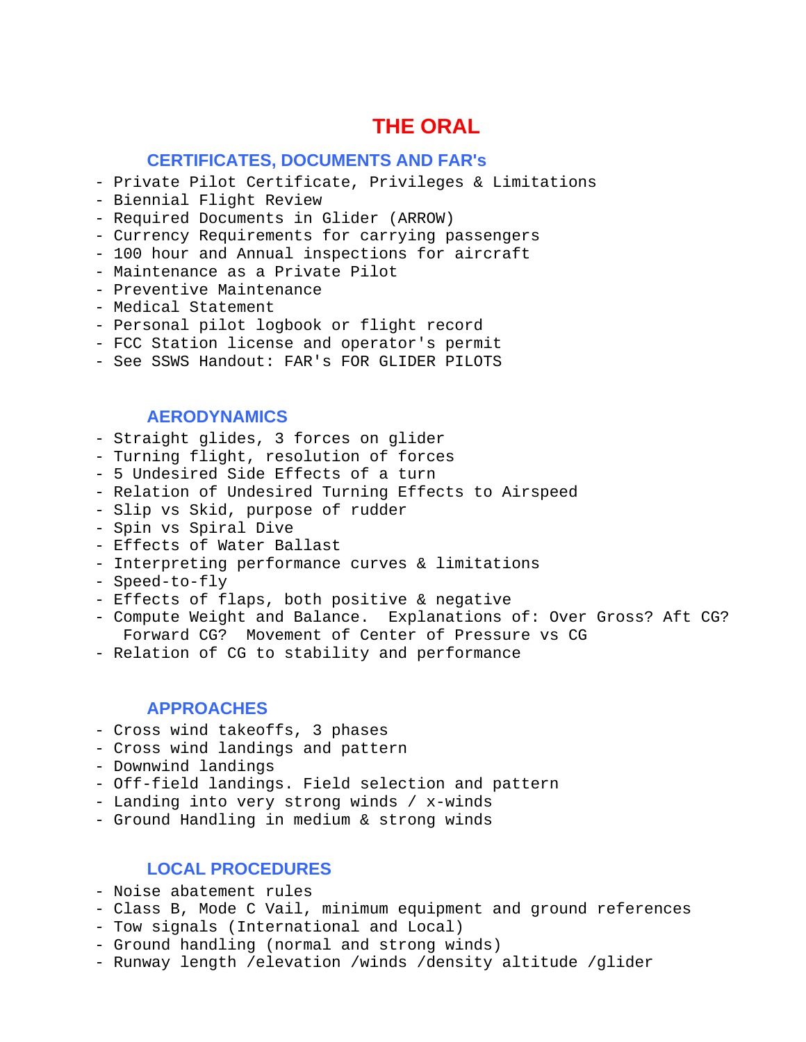# THE ORAL

## CERTIFICATES, DOCUMENTS AND FAR's

- Private Pilot Certificate, Privileges & Limitations
- Biennial Flight Review
- Required Documents in Glider (ARROW)
- Currency Requirements for carrying passengers
- 100 hour and Annual inspections for aircraft
- Maintenance as a Private Pilot
- Preventive Maintenance
- Medical Statement
- Personal pilot logbook or flight record
- FCC Station license and operator's permit
- See SSWS Handout: FAR's FOR GLIDER PILOTS

## AERODYNAMICS

- Straight glides, 3 forces on glider
- Turning flight, resolution of forces
- 5 Undesired Side Effects of a turn
- Relation of Undesired Turning Effects to Airspeed
- Slip vs Skid, purpose of rudder
- Spin vs Spiral Dive
- Effects of Water Ballast
- Interpreting performance curves & limitations
- Speed-to-fly
- Effects of flaps, both positive & negative
- Compute Weight and Balance. Explanations of: Over Gross? Aft CG? Forward CG? Movement of Center of Pressure vs CG
- Relation of CG to stability and performance

## APPROACHES

- Cross wind takeoffs, 3 phases
- Cross wind landings and pattern
- Downwind landings
- Off-field landings. Field selection and pattern
- Landing into very strong winds / x-winds
- Ground Handling in medium & strong winds

## LOCAL PROCEDURES

- Noise abatement rules
- Class B, Mode C Vail, minimum equipment and ground references
- Tow signals (International and Local)
- Ground handling (normal and strong winds)
- Runway length /elevation /winds /density altitude /glider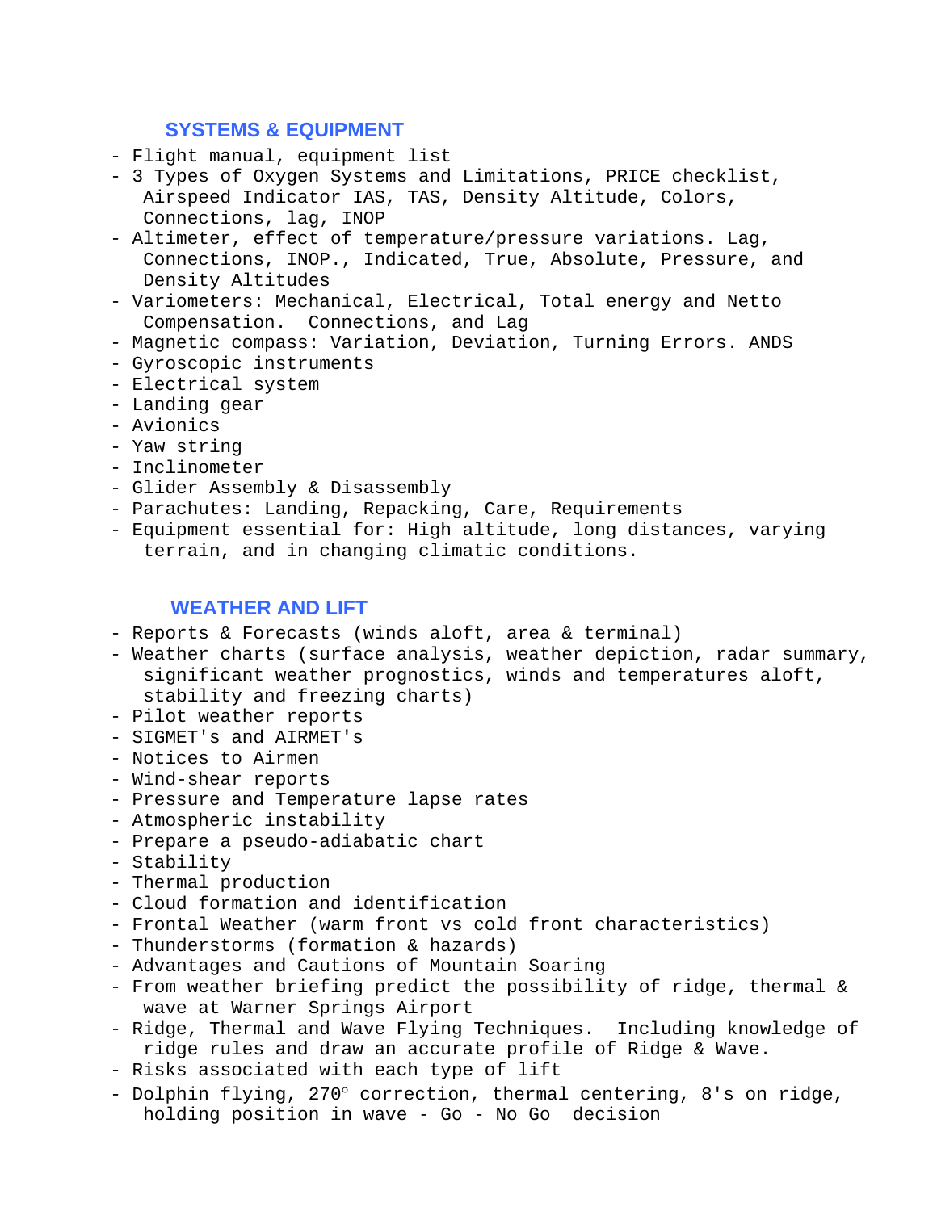## SYSTEMS & EQUIPMENT

- Flight manual, equipment list
- 3 Types of Oxygen Systems and Limitations, PRICE checklist, Airspeed Indicator IAS, TAS, Density Altitude, Colors, Connections, lag, INOP
- Altimeter, effect of temperature/pressure variations. Lag, Connections, INOP., Indicated, True, Absolute, Pressure, and Density Altitudes
- Variometers: Mechanical, Electrical, Total energy and Netto Compensation. Connections, and Lag
- Magnetic compass: Variation, Deviation, Turning Errors. ANDS
- Gyroscopic instruments
- Electrical system
- Landing gear
- Avionics
- Yaw string
- Inclinometer
- Glider Assembly & Disassembly
- Parachutes: Landing, Repacking, Care, Requirements
- Equipment essential for: High altitude, long distances, varying terrain, and in changing climatic conditions.

## WEATHER AND LIFT

- Reports & Forecasts (winds aloft, area & terminal)
- Weather charts (surface analysis, weather depiction, radar summary, significant weather prognostics, winds and temperatures aloft, stability and freezing charts)
- Pilot weather reports
- SIGMET's and AIRMET's
- Notices to Airmen
- Wind-shear reports
- Pressure and Temperature lapse rates
- Atmospheric instability
- Prepare a pseudo-adiabatic chart
- Stability
- Thermal production
- Cloud formation and identification
- Frontal Weather (warm front vs cold front characteristics)
- Thunderstorms (formation & hazards)
- Advantages and Cautions of Mountain Soaring
- From weather briefing predict the possibility of ridge, thermal & wave at Warner Springs Airport
- Ridge, Thermal and Wave Flying Techniques. Including knowledge of ridge rules and draw an accurate profile of Ridge & Wave.
- Risks associated with each type of lift
- Dolphin flying, 270° correction, thermal centering, 8's on ridge, holding position in wave - Go - No Go decision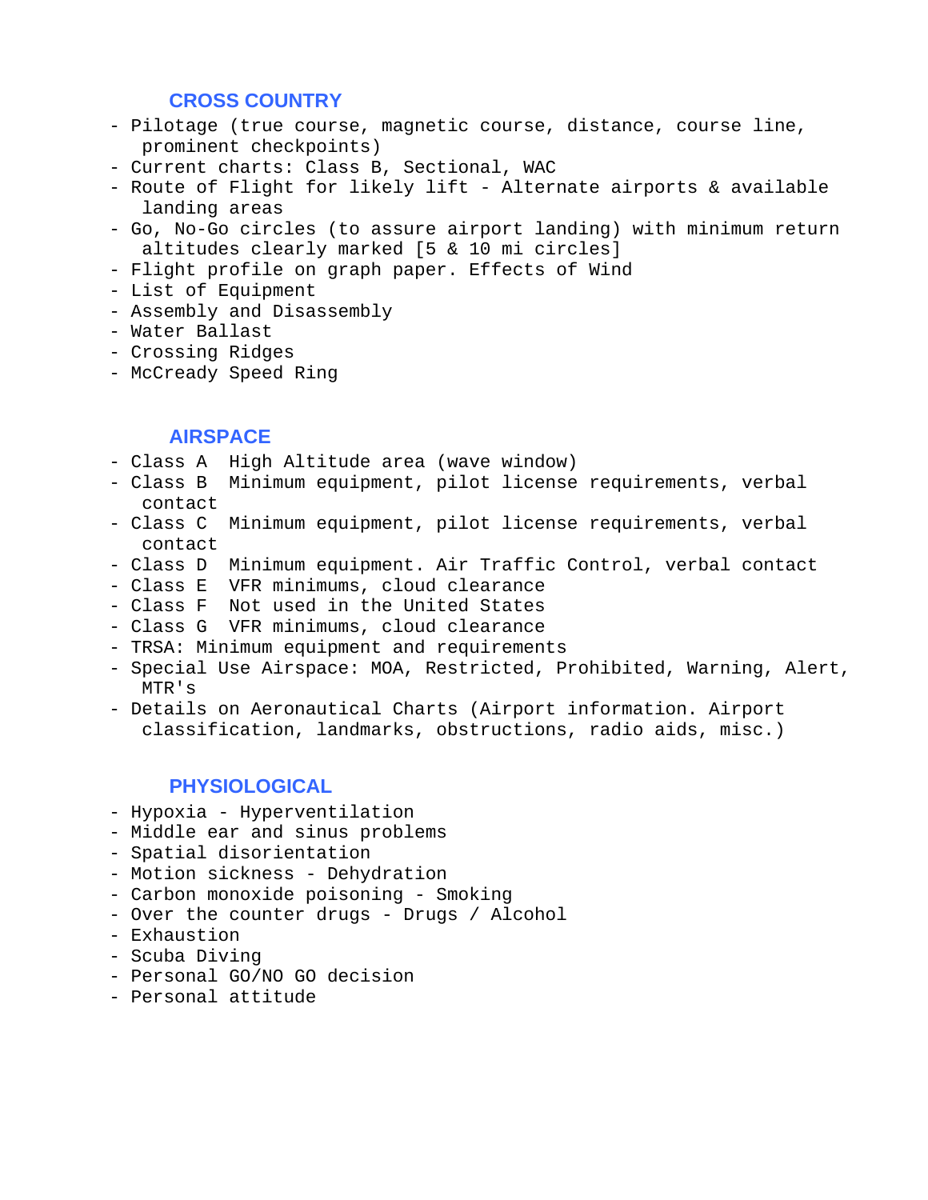## CROSS COUNTRY

- Pilotage (true course, magnetic course, distance, course line, prominent checkpoints)
- Current charts: Class B, Sectional, WAC
- Route of Flight for likely lift - Alternate airports & available landing areas
- Go, No-Go circles (to assure airport landing) with minimum return altitudes clearly marked [5 & 10 mi circles]
- Flight profile on graph paper. Effects of Wind
- List of Equipment
- Assembly and Disassembly
- Water Ballast
- Crossing Ridges
- McCready Speed Ring

## AIRSPACE

- Class A  High Altitude area (wave window)
- Class B  Minimum equipment, pilot license requirements, verbal contact
- Class C  Minimum equipment, pilot license requirements, verbal contact
- Class D  Minimum equipment. Air Traffic Control, verbal contact
- Class E  VFR minimums, cloud clearance
- Class F  Not used in the United States
- Class G  VFR minimums, cloud clearance
- TRSA: Minimum equipment and requirements
- Special Use Airspace: MOA, Restricted, Prohibited, Warning, Alert, MTR's
- Details on Aeronautical Charts (Airport information. Airport classification, landmarks, obstructions, radio aids, misc.)

## PHYSIOLOGICAL

- Hypoxia - Hyperventilation
- Middle ear and sinus problems
- Spatial disorientation
- Motion sickness - Dehydration
- Carbon monoxide poisoning - Smoking
- Over the counter drugs - Drugs / Alcohol
- Exhaustion
- Scuba Diving
- Personal GO/NO GO decision
- Personal attitude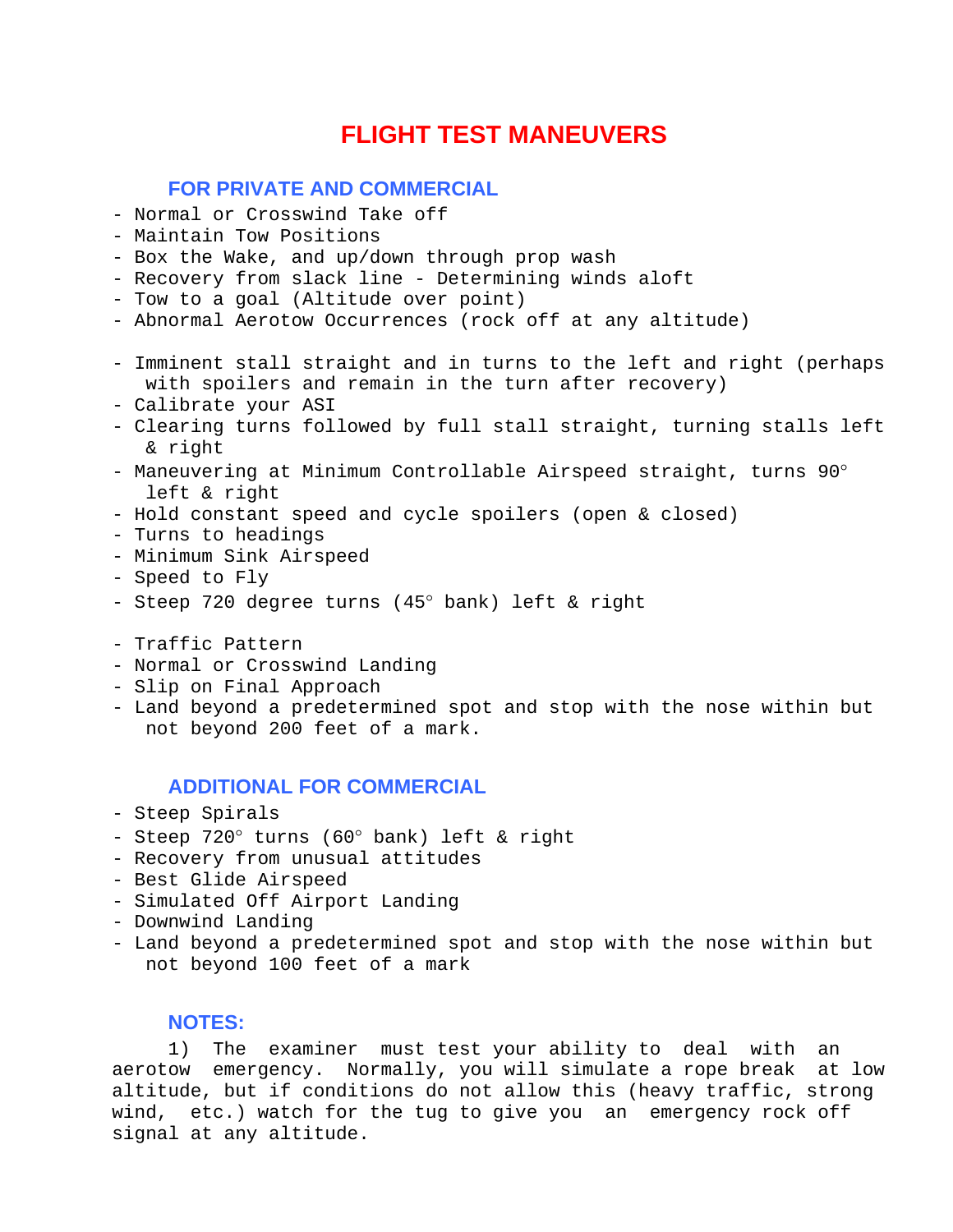# FLIGHT TEST MANEUVERS

## FOR PRIVATE AND COMMERCIAL

- Normal or Crosswind Take off
- Maintain Tow Positions
- Box the Wake, and up/down through prop wash
- Recovery from slack line - Determining winds aloft
- Tow to a goal (Altitude over point)
- Abnormal Aerotow Occurrences (rock off at any altitude)

- Imminent stall straight and in turns to the left and right (perhaps with spoilers and remain in the turn after recovery)
- Calibrate your ASI
- Clearing turns followed by full stall straight, turning stalls left & right
- Maneuvering at Minimum Controllable Airspeed straight, turns 90° left & right
- Hold constant speed and cycle spoilers (open & closed)
- Turns to headings
- Minimum Sink Airspeed
- Speed to Fly
- Steep 720 degree turns (45° bank) left & right

- Traffic Pattern
- Normal or Crosswind Landing
- Slip on Final Approach
- Land beyond a predetermined spot and stop with the nose within but not beyond 200 feet of a mark.

## ADDITIONAL FOR COMMERCIAL

- Steep Spirals
- Steep 720° turns (60° bank) left & right
- Recovery from unusual attitudes
- Best Glide Airspeed
- Simulated Off Airport Landing
- Downwind Landing
- Land beyond a predetermined spot and stop with the nose within but not beyond 100 feet of a mark

## NOTES:

1) The examiner must test your ability to deal with an aerotow emergency. Normally, you will simulate a rope break at low altitude, but if conditions do not allow this (heavy traffic, strong wind, etc.) watch for the tug to give you an emergency rock off signal at any altitude.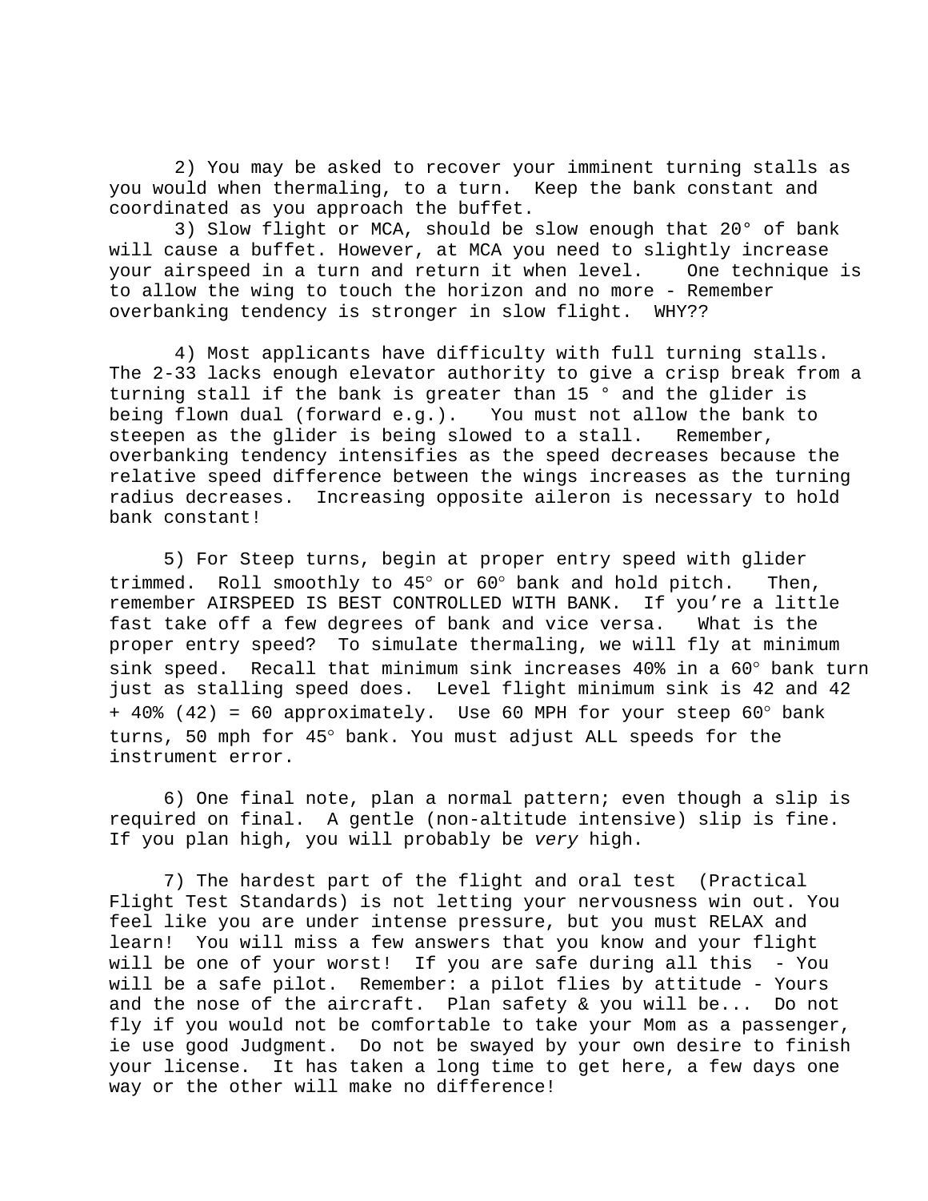2) You may be asked to recover your imminent turning stalls as you would when thermaling, to a turn. Keep the bank constant and coordinated as you approach the buffet.

3) Slow flight or MCA, should be slow enough that 20° of bank will cause a buffet. However, at MCA you need to slightly increase your airspeed in a turn and return it when level. One technique is to allow the wing to touch the horizon and no more - Remember overbanking tendency is stronger in slow flight. WHY??

4) Most applicants have difficulty with full turning stalls. The 2-33 lacks enough elevator authority to give a crisp break from a turning stall if the bank is greater than 15 ° and the glider is being flown dual (forward e.g.). You must not allow the bank to steepen as the glider is being slowed to a stall. Remember, overbanking tendency intensifies as the speed decreases because the relative speed difference between the wings increases as the turning radius decreases. Increasing opposite aileron is necessary to hold bank constant!

5) For Steep turns, begin at proper entry speed with glider trimmed. Roll smoothly to 45° or 60° bank and hold pitch. Then, remember AIRSPEED IS BEST CONTROLLED WITH BANK. If you're a little fast take off a few degrees of bank and vice versa. What is the proper entry speed? To simulate thermaling, we will fly at minimum sink speed. Recall that minimum sink increases 40% in a 60° bank turn just as stalling speed does. Level flight minimum sink is 42 and 42 + 40% (42) = 60 approximately. Use 60 MPH for your steep 60° bank turns, 50 mph for 45° bank. You must adjust ALL speeds for the instrument error.

6) One final note, plan a normal pattern; even though a slip is required on final. A gentle (non-altitude intensive) slip is fine. If you plan high, you will probably be *very* high.

7) The hardest part of the flight and oral test (Practical Flight Test Standards) is not letting your nervousness win out. You feel like you are under intense pressure, but you must RELAX and learn! You will miss a few answers that you know and your flight will be one of your worst! If you are safe during all this - You will be a safe pilot. Remember: a pilot flies by attitude - Yours and the nose of the aircraft. Plan safety & you will be... Do not fly if you would not be comfortable to take your Mom as a passenger, ie use good Judgment. Do not be swayed by your own desire to finish your license. It has taken a long time to get here, a few days one way or the other will make no difference!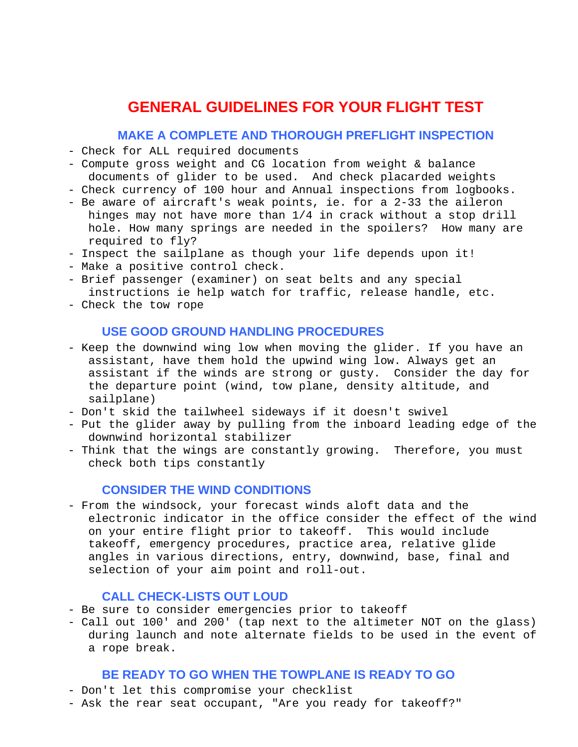# GENERAL GUIDELINES FOR YOUR FLIGHT TEST

## MAKE A COMPLETE AND THOROUGH PREFLIGHT INSPECTION

- Check for ALL required documents
- Compute gross weight and CG location from weight & balance documents of glider to be used. And check placarded weights
- Check currency of 100 hour and Annual inspections from logbooks.
- Be aware of aircraft's weak points, ie. for a 2-33 the aileron hinges may not have more than 1/4 in crack without a stop drill hole. How many springs are needed in the spoilers? How many are required to fly?
- Inspect the sailplane as though your life depends upon it!
- Make a positive control check.
- Brief passenger (examiner) on seat belts and any special instructions ie help watch for traffic, release handle, etc.
- Check the tow rope

## USE GOOD GROUND HANDLING PROCEDURES

- Keep the downwind wing low when moving the glider. If you have an assistant, have them hold the upwind wing low. Always get an assistant if the winds are strong or gusty. Consider the day for the departure point (wind, tow plane, density altitude, and sailplane)
- Don't skid the tailwheel sideways if it doesn't swivel
- Put the glider away by pulling from the inboard leading edge of the downwind horizontal stabilizer
- Think that the wings are constantly growing. Therefore, you must check both tips constantly

## CONSIDER THE WIND CONDITIONS

- From the windsock, your forecast winds aloft data and the electronic indicator in the office consider the effect of the wind on your entire flight prior to takeoff. This would include takeoff, emergency procedures, practice area, relative glide angles in various directions, entry, downwind, base, final and selection of your aim point and roll-out.

## CALL CHECK-LISTS OUT LOUD

- Be sure to consider emergencies prior to takeoff
- Call out 100' and 200' (tap next to the altimeter NOT on the glass) during launch and note alternate fields to be used in the event of a rope break.

## BE READY TO GO WHEN THE TOWPLANE IS READY TO GO

- Don't let this compromise your checklist
- Ask the rear seat occupant, "Are you ready for takeoff?"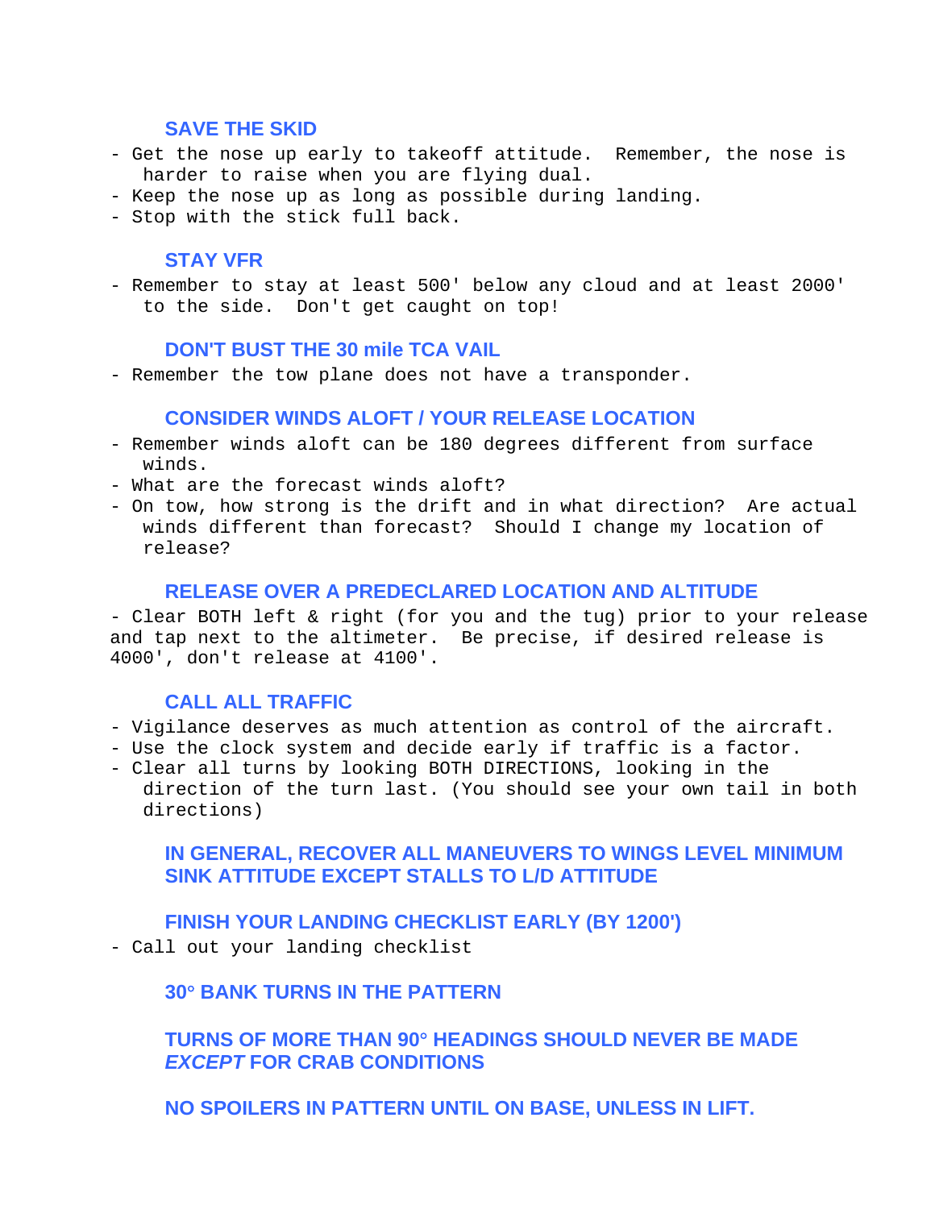### SAVE THE SKID

- Get the nose up early to takeoff attitude. Remember, the nose is harder to raise when you are flying dual.
- Keep the nose up as long as possible during landing.
- Stop with the stick full back.

### STAY VFR

- Remember to stay at least 500' below any cloud and at least 2000' to the side. Don't get caught on top!

### DON'T BUST THE 30 mile TCA VAIL

- Remember the tow plane does not have a transponder.

### CONSIDER WINDS ALOFT / YOUR RELEASE LOCATION

- Remember winds aloft can be 180 degrees different from surface winds.
- What are the forecast winds aloft?
- On tow, how strong is the drift and in what direction? Are actual winds different than forecast? Should I change my location of release?

### RELEASE OVER A PREDECLARED LOCATION AND ALTITUDE

- Clear BOTH left & right (for you and the tug) prior to your release and tap next to the altimeter. Be precise, if desired release is 4000', don't release at 4100'.

### CALL ALL TRAFFIC

- Vigilance deserves as much attention as control of the aircraft.
- Use the clock system and decide early if traffic is a factor.
- Clear all turns by looking BOTH DIRECTIONS, looking in the direction of the turn last. (You should see your own tail in both directions)

### IN GENERAL, RECOVER ALL MANEUVERS TO WINGS LEVEL MINIMUM SINK ATTITUDE EXCEPT STALLS TO L/D ATTITUDE

### FINISH YOUR LANDING CHECKLIST EARLY (BY 1200')

- Call out your landing checklist

### 30° BANK TURNS IN THE PATTERN

### TURNS OF MORE THAN 90° HEADINGS SHOULD NEVER BE MADE *EXCEPT* FOR CRAB CONDITIONS

### NO SPOILERS IN PATTERN UNTIL ON BASE, UNLESS IN LIFT.